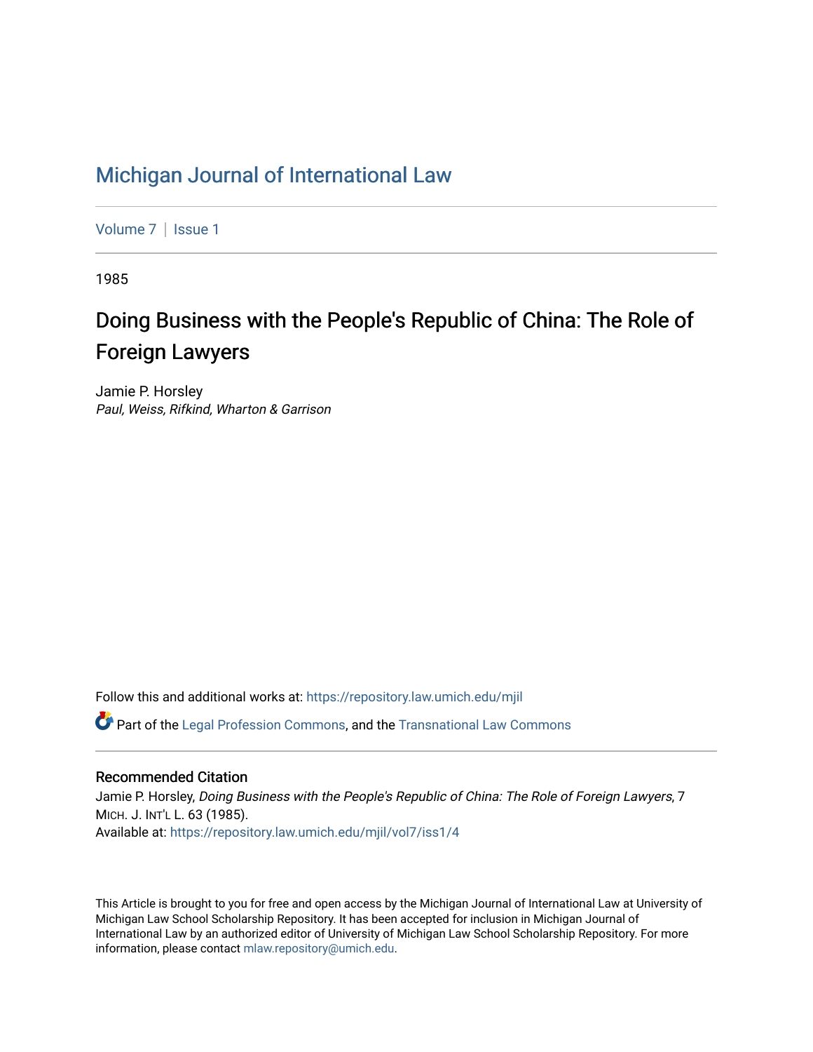# Michigan Journal of International Law

Volume 7 | Issue 1

1985

## Doing Business with the People's Republic of China: The Role of Foreign Lawyers

Jamie P. Horsley
*Paul, Weiss, Rifkind, Wharton & Garrison*

Follow this and additional works at: https://repository.law.umich.edu/mjil

Part of the Legal Profession Commons, and the Transnational Law Commons

### Recommended Citation

Jamie P. Horsley, *Doing Business with the People's Republic of China: The Role of Foreign Lawyers*, 7 MICH. J. INT'L L. 63 (1985).
Available at: https://repository.law.umich.edu/mjil/vol7/iss1/4

This Article is brought to you for free and open access by the Michigan Journal of International Law at University of Michigan Law School Scholarship Repository. It has been accepted for inclusion in Michigan Journal of International Law by an authorized editor of University of Michigan Law School Scholarship Repository. For more information, please contact mlaw.repository@umich.edu.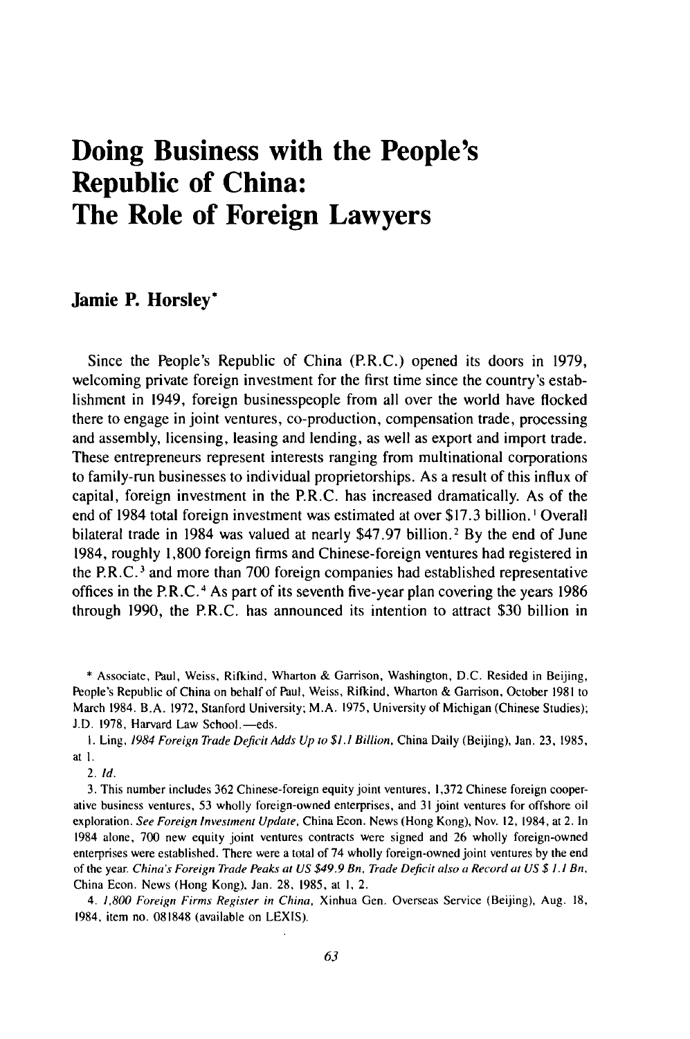# Doing Business with the People's Republic of China: The Role of Foreign Lawyers

**Jamie P. Horsley***

Since the People's Republic of China (P.R.C.) opened its doors in 1979, welcoming private foreign investment for the first time since the country's establishment in 1949, foreign businesspeople from all over the world have flocked there to engage in joint ventures, co-production, compensation trade, processing and assembly, licensing, leasing and lending, as well as export and import trade. These entrepreneurs represent interests ranging from multinational corporations to family-run businesses to individual proprietorships. As a result of this influx of capital, foreign investment in the P.R.C. has increased dramatically. As of the end of 1984 total foreign investment was estimated at over $17.3 billion.[1] Overall bilateral trade in 1984 was valued at nearly $47.97 billion.[2] By the end of June 1984, roughly 1,800 foreign firms and Chinese-foreign ventures had registered in the P.R.C.[3] and more than 700 foreign companies had established representative offices in the P.R.C.[4] As part of its seventh five-year plan covering the years 1986 through 1990, the P.R.C. has announced its intention to attract $30 billion in

---

\* Associate, Paul, Weiss, Rifkind, Wharton & Garrison, Washington, D.C. Resided in Beijing, People's Republic of China on behalf of Paul, Weiss, Rifkind, Wharton & Garrison, October 1981 to March 1984. B.A. 1972, Stanford University; M.A. 1975, University of Michigan (Chinese Studies); J.D. 1978, Harvard Law School.—eds.

1. Ling, *1984 Foreign Trade Deficit Adds Up to $1.1 Billion*, China Daily (Beijing), Jan. 23, 1985, at 1.

2. *Id.*

3. This number includes 362 Chinese-foreign equity joint ventures, 1,372 Chinese foreign cooperative business ventures, 53 wholly foreign-owned enterprises, and 31 joint ventures for offshore oil exploration. *See Foreign Investment Update*, China Econ. News (Hong Kong), Nov. 12, 1984, at 2. In 1984 alone, 700 new equity joint ventures contracts were signed and 26 wholly foreign-owned enterprises were established. There were a total of 74 wholly foreign-owned joint ventures by the end of the year. *China's Foreign Trade Peaks at US $49.9 Bn, Trade Deficit also a Record at US $ 1.1 Bn*, China Econ. News (Hong Kong), Jan. 28, 1985, at 1, 2.

4. *1,800 Foreign Firms Register in China*, Xinhua Gen. Overseas Service (Beijing), Aug. 18, 1984, item no. 081848 (available on LEXIS).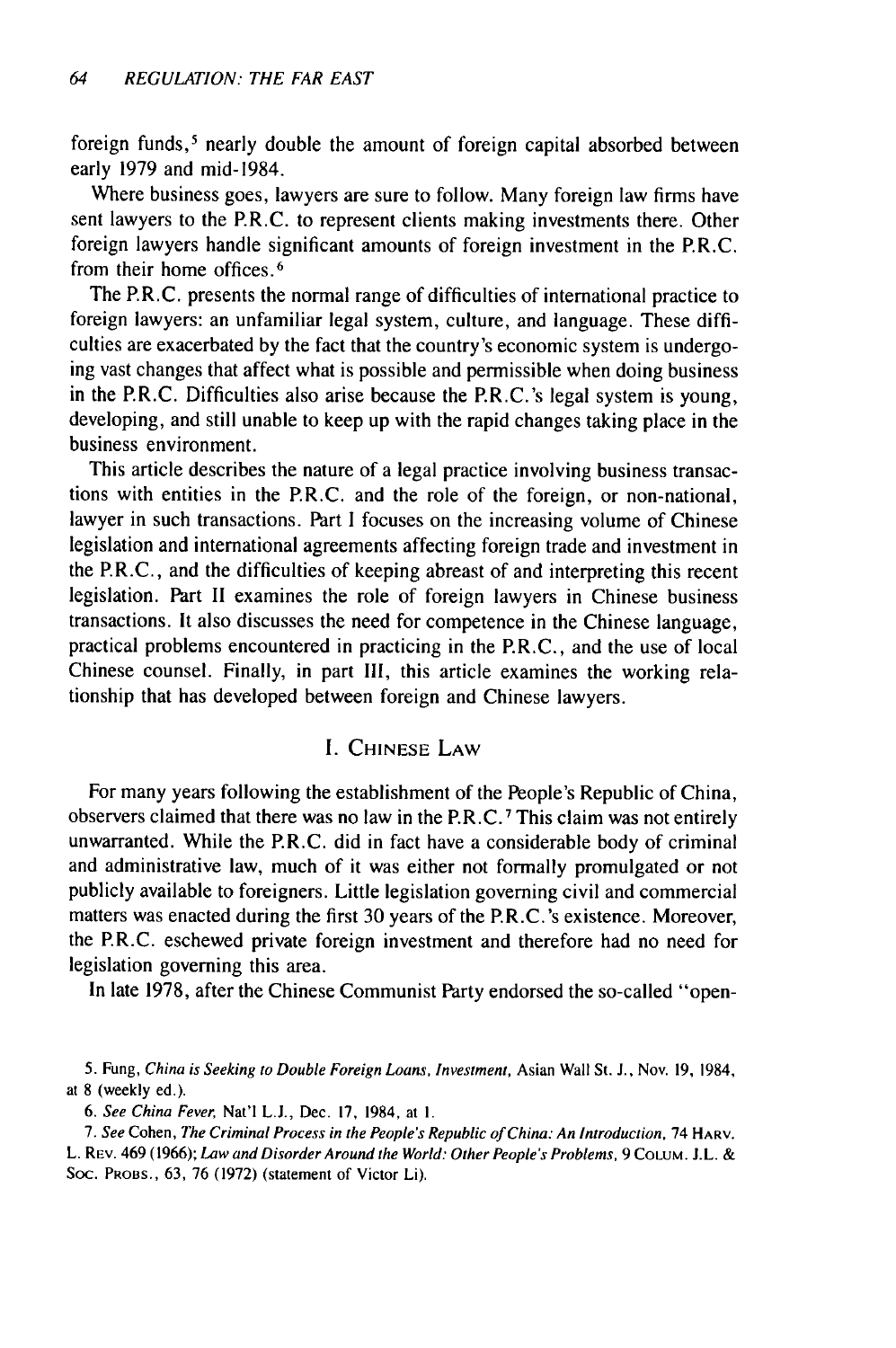foreign funds,[5] nearly double the amount of foreign capital absorbed between early 1979 and mid-1984.

Where business goes, lawyers are sure to follow. Many foreign law firms have sent lawyers to the P.R.C. to represent clients making investments there. Other foreign lawyers handle significant amounts of foreign investment in the P.R.C. from their home offices.[6]

The P.R.C. presents the normal range of difficulties of international practice to foreign lawyers: an unfamiliar legal system, culture, and language. These difficulties are exacerbated by the fact that the country's economic system is undergoing vast changes that affect what is possible and permissible when doing business in the P.R.C. Difficulties also arise because the P.R.C.'s legal system is young, developing, and still unable to keep up with the rapid changes taking place in the business environment.

This article describes the nature of a legal practice involving business transactions with entities in the P.R.C. and the role of the foreign, or non-national, lawyer in such transactions. Part I focuses on the increasing volume of Chinese legislation and international agreements affecting foreign trade and investment in the P.R.C., and the difficulties of keeping abreast of and interpreting this recent legislation. Part II examines the role of foreign lawyers in Chinese business transactions. It also discusses the need for competence in the Chinese language, practical problems encountered in practicing in the P.R.C., and the use of local Chinese counsel. Finally, in part III, this article examines the working relationship that has developed between foreign and Chinese lawyers.

## I. Chinese Law

For many years following the establishment of the People's Republic of China, observers claimed that there was no law in the P.R.C.[7] This claim was not entirely unwarranted. While the P.R.C. did in fact have a considerable body of criminal and administrative law, much of it was either not formally promulgated or not publicly available to foreigners. Little legislation governing civil and commercial matters was enacted during the first 30 years of the P.R.C.'s existence. Moreover, the P.R.C. eschewed private foreign investment and therefore had no need for legislation governing this area.

In late 1978, after the Chinese Communist Party endorsed the so-called "open-

5. Fung, *China is Seeking to Double Foreign Loans, Investment*, Asian Wall St. J., Nov. 19, 1984, at 8 (weekly ed.).

6. *See China Fever*, Nat'l L.J., Dec. 17, 1984, at 1.

7. *See* Cohen, *The Criminal Process in the People's Republic of China: An Introduction*, 74 Harv. L. Rev. 469 (1966); *Law and Disorder Around the World: Other People's Problems*, 9 Colum. J.L. & Soc. Probs., 63, 76 (1972) (statement of Victor Li).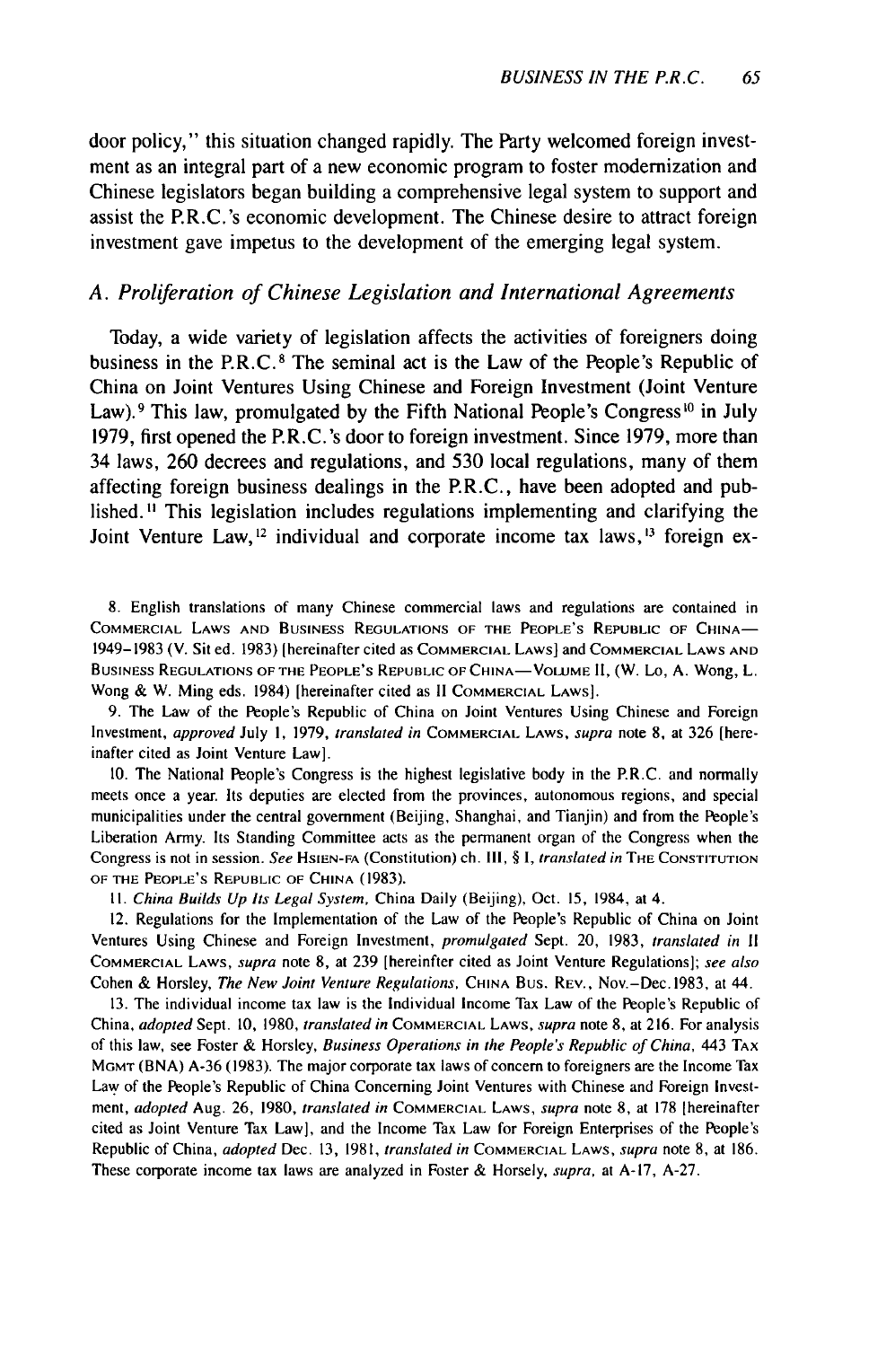door policy," this situation changed rapidly. The Party welcomed foreign investment as an integral part of a new economic program to foster modernization and Chinese legislators began building a comprehensive legal system to support and assist the P.R.C.'s economic development. The Chinese desire to attract foreign investment gave impetus to the development of the emerging legal system.

## *A. Proliferation of Chinese Legislation and International Agreements*

Today, a wide variety of legislation affects the activities of foreigners doing business in the P.R.C.[8] The seminal act is the Law of the People's Republic of China on Joint Ventures Using Chinese and Foreign Investment (Joint Venture Law).[9] This law, promulgated by the Fifth National People's Congress[10] in July 1979, first opened the P.R.C.'s door to foreign investment. Since 1979, more than 34 laws, 260 decrees and regulations, and 530 local regulations, many of them affecting foreign business dealings in the P.R.C., have been adopted and published.[11] This legislation includes regulations implementing and clarifying the Joint Venture Law,[12] individual and corporate income tax laws,[13] foreign ex-

8. English translations of many Chinese commercial laws and regulations are contained in COMMERCIAL LAWS AND BUSINESS REGULATIONS OF THE PEOPLE'S REPUBLIC OF CHINA—1949–1983 (V. Sit ed. 1983) [hereinafter cited as COMMERCIAL LAWS] and COMMERCIAL LAWS AND BUSINESS REGULATIONS OF THE PEOPLE'S REPUBLIC OF CHINA—VOLUME II, (W. Lo, A. Wong, L. Wong & W. Ming eds. 1984) [hereinafter cited as II COMMERCIAL LAWS].

9. The Law of the People's Republic of China on Joint Ventures Using Chinese and Foreign Investment, *approved* July 1, 1979, *translated in* COMMERCIAL LAWS, *supra* note 8, at 326 [hereinafter cited as Joint Venture Law].

10. The National People's Congress is the highest legislative body in the P.R.C. and normally meets once a year. Its deputies are elected from the provinces, autonomous regions, and special municipalities under the central government (Beijing, Shanghai, and Tianjin) and from the People's Liberation Army. Its Standing Committee acts as the permanent organ of the Congress when the Congress is not in session. *See* HSIEN-FA (Constitution) ch. III, § 1, *translated in* THE CONSTITUTION OF THE PEOPLE'S REPUBLIC OF CHINA (1983).

11. *China Builds Up Its Legal System*, China Daily (Beijing), Oct. 15, 1984, at 4.

12. Regulations for the Implementation of the Law of the People's Republic of China on Joint Ventures Using Chinese and Foreign Investment, *promulgated* Sept. 20, 1983, *translated in* II COMMERCIAL LAWS, *supra* note 8, at 239 [hereinfter cited as Joint Venture Regulations]; *see also* Cohen & Horsley, *The New Joint Venture Regulations*, CHINA BUS. REV., Nov.–Dec. 1983, at 44.

13. The individual income tax law is the Individual Income Tax Law of the People's Republic of China, *adopted* Sept. 10, 1980, *translated in* COMMERCIAL LAWS, *supra* note 8, at 216. For analysis of this law, see Foster & Horsley, *Business Operations in the People's Republic of China*, 443 TAX MGMT (BNA) A-36 (1983). The major corporate tax laws of concern to foreigners are the Income Tax Law of the People's Republic of China Concerning Joint Ventures with Chinese and Foreign Investment, *adopted* Aug. 26, 1980, *translated in* COMMERCIAL LAWS, *supra* note 8, at 178 [hereinafter cited as Joint Venture Tax Law], and the Income Tax Law for Foreign Enterprises of the People's Republic of China, *adopted* Dec. 13, 1981, *translated in* COMMERCIAL LAWS, *supra* note 8, at 186. These corporate income tax laws are analyzed in Foster & Horsely, *supra*, at A-17, A-27.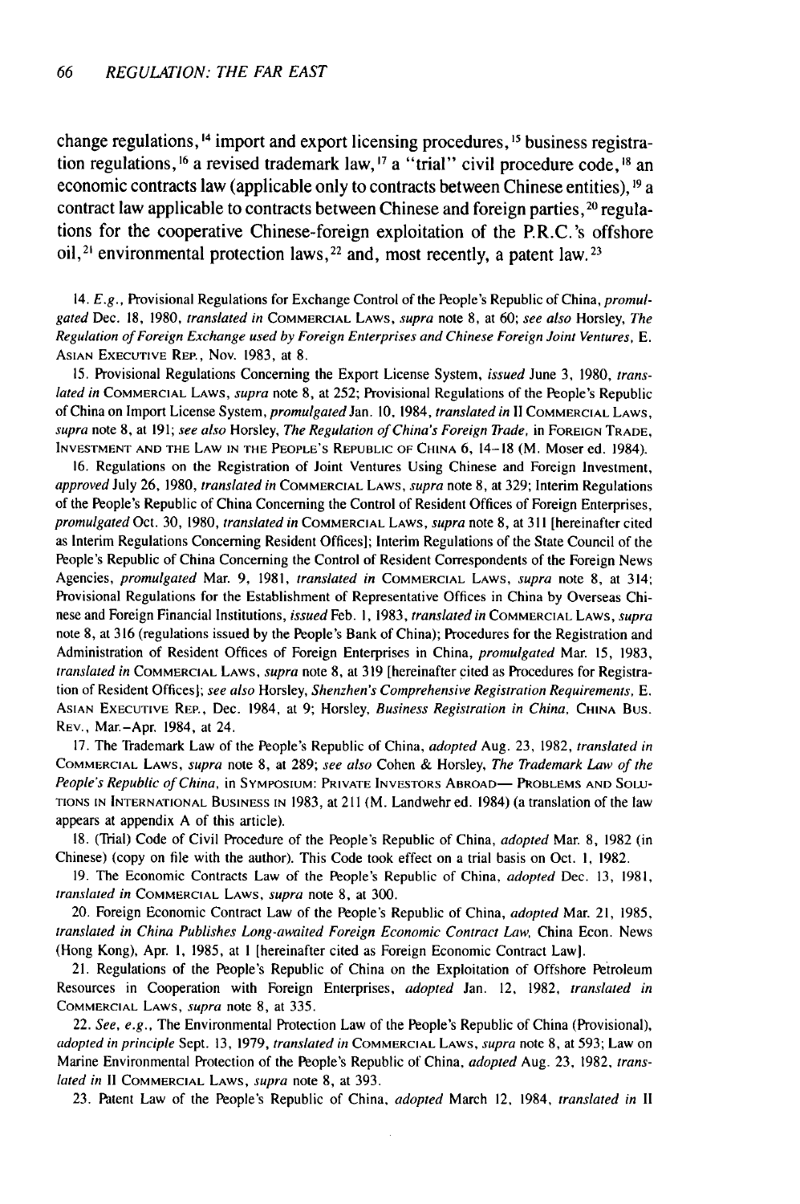change regulations,[14] import and export licensing procedures,[15] business registration regulations,[16] a revised trademark law,[17] a "trial" civil procedure code,[18] an economic contracts law (applicable only to contracts between Chinese entities),[19] a contract law applicable to contracts between Chinese and foreign parties,[20] regulations for the cooperative Chinese-foreign exploitation of the P.R.C.'s offshore oil,[21] environmental protection laws,[22] and, most recently, a patent law.[23]

14. *E.g.*, Provisional Regulations for Exchange Control of the People's Republic of China, *promulgated* Dec. 18, 1980, *translated in* COMMERCIAL LAWS, *supra* note 8, at 60; *see also* Horsley, *The Regulation of Foreign Exchange used by Foreign Enterprises and Chinese Foreign Joint Ventures*, E. ASIAN EXECUTIVE REP., Nov. 1983, at 8.

15. Provisional Regulations Concerning the Export License System, *issued* June 3, 1980, *translated in* COMMERCIAL LAWS, *supra* note 8, at 252; Provisional Regulations of the People's Republic of China on Import License System, *promulgated* Jan. 10, 1984, *translated in* II COMMERCIAL LAWS, *supra* note 8, at 191; *see also* Horsley, *The Regulation of China's Foreign Trade*, in FOREIGN TRADE, INVESTMENT AND THE LAW IN THE PEOPLE'S REPUBLIC OF CHINA 6, 14–18 (M. Moser ed. 1984).

16. Regulations on the Registration of Joint Ventures Using Chinese and Foreign Investment, *approved* July 26, 1980, *translated in* COMMERCIAL LAWS, *supra* note 8, at 329; Interim Regulations of the People's Republic of China Concerning the Control of Resident Offices of Foreign Enterprises, *promulgated* Oct. 30, 1980, *translated in* COMMERCIAL LAWS, *supra* note 8, at 311 [hereinafter cited as Interim Regulations Concerning Resident Offices]; Interim Regulations of the State Council of the People's Republic of China Concerning the Control of Resident Correspondents of the Foreign News Agencies, *promulgated* Mar. 9, 1981, *translated in* COMMERCIAL LAWS, *supra* note 8, at 314; Provisional Regulations for the Establishment of Representative Offices in China by Overseas Chinese and Foreign Financial Institutions, *issued* Feb. 1, 1983, *translated in* COMMERCIAL LAWS, *supra* note 8, at 316 (regulations issued by the People's Bank of China); Procedures for the Registration and Administration of Resident Offices of Foreign Enterprises in China, *promulgated* Mar. 15, 1983, *translated in* COMMERCIAL LAWS, *supra* note 8, at 319 [hereinafter cited as Procedures for Registration of Resident Offices]; *see also* Horsley, *Shenzhen's Comprehensive Registration Requirements*, E. ASIAN EXECUTIVE REP., Dec. 1984, at 9; Horsley, *Business Registration in China*, CHINA BUS. REV., Mar.–Apr. 1984, at 24.

17. The Trademark Law of the People's Republic of China, *adopted* Aug. 23, 1982, *translated in* COMMERCIAL LAWS, *supra* note 8, at 289; *see also* Cohen & Horsley, *The Trademark Law of the People's Republic of China*, in SYMPOSIUM: PRIVATE INVESTORS ABROAD— PROBLEMS AND SOLUTIONS IN INTERNATIONAL BUSINESS IN 1983, at 211 (M. Landwehr ed. 1984) (a translation of the law appears at appendix A of this article).

18. (Trial) Code of Civil Procedure of the People's Republic of China, *adopted* Mar. 8, 1982 (in Chinese) (copy on file with the author). This Code took effect on a trial basis on Oct. 1, 1982.

19. The Economic Contracts Law of the People's Republic of China, *adopted* Dec. 13, 1981, *translated in* COMMERCIAL LAWS, *supra* note 8, at 300.

20. Foreign Economic Contract Law of the People's Republic of China, *adopted* Mar. 21, 1985, *translated in China Publishes Long-awaited Foreign Economic Contract Law*, China Econ. News (Hong Kong), Apr. 1, 1985, at 1 [hereinafter cited as Foreign Economic Contract Law].

21. Regulations of the People's Republic of China on the Exploitation of Offshore Petroleum Resources in Cooperation with Foreign Enterprises, *adopted* Jan. 12, 1982, *translated in* COMMERCIAL LAWS, *supra* note 8, at 335.

22. *See, e.g.*, The Environmental Protection Law of the People's Republic of China (Provisional), *adopted in principle* Sept. 13, 1979, *translated in* COMMERCIAL LAWS, *supra* note 8, at 593; Law on Marine Environmental Protection of the People's Republic of China, *adopted* Aug. 23, 1982, *translated in* II COMMERCIAL LAWS, *supra* note 8, at 393.

23. Patent Law of the People's Republic of China, *adopted* March 12, 1984, *translated in* II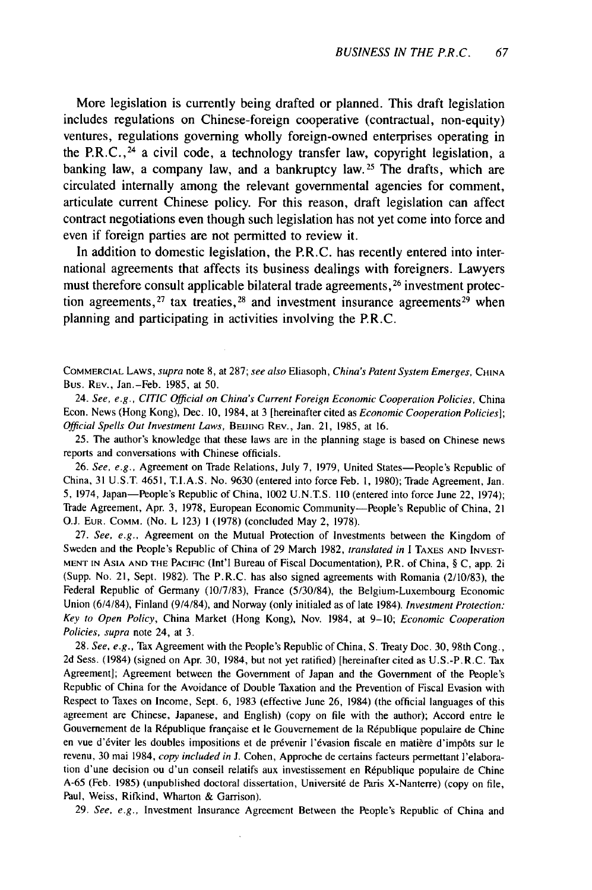More legislation is currently being drafted or planned. This draft legislation includes regulations on Chinese-foreign cooperative (contractual, non-equity) ventures, regulations governing wholly foreign-owned enterprises operating in the P.R.C.,[24] a civil code, a technology transfer law, copyright legislation, a banking law, a company law, and a bankruptcy law.[25] The drafts, which are circulated internally among the relevant governmental agencies for comment, articulate current Chinese policy. For this reason, draft legislation can affect contract negotiations even though such legislation has not yet come into force and even if foreign parties are not permitted to review it.

In addition to domestic legislation, the P.R.C. has recently entered into international agreements that affects its business dealings with foreigners. Lawyers must therefore consult applicable bilateral trade agreements,[26] investment protection agreements,[27] tax treaties,[28] and investment insurance agreements[29] when planning and participating in activities involving the P.R.C.

---

COMMERCIAL LAWS, *supra* note 8, at 287; *see also* Eliasoph, *China's Patent System Emerges*, CHINA BUS. REV., Jan.-Feb. 1985, at 50.

24. *See, e.g.*, *CITIC Official on China's Current Foreign Economic Cooperation Policies*, China Econ. News (Hong Kong), Dec. 10, 1984, at 3 [hereinafter cited as *Economic Cooperation Policies*]; *Official Spells Out Investment Laws*, BEIJING REV., Jan. 21, 1985, at 16.

25. The author's knowledge that these laws are in the planning stage is based on Chinese news reports and conversations with Chinese officials.

26. *See, e.g.*, Agreement on Trade Relations, July 7, 1979, United States—People's Republic of China, 31 U.S.T. 4651, T.I.A.S. No. 9630 (entered into force Feb. 1, 1980); Trade Agreement, Jan. 5, 1974, Japan—People's Republic of China, 1002 U.N.T.S. 110 (entered into force June 22, 1974); Trade Agreement, Apr. 3, 1978, European Economic Community—People's Republic of China, 21 O.J. EUR. COMM. (No. L 123) 1 (1978) (concluded May 2, 1978).

27. *See, e.g.*, Agreement on the Mutual Protection of Investments between the Kingdom of Sweden and the People's Republic of China of 29 March 1982, *translated in* 1 TAXES AND INVESTMENT IN ASIA AND THE PACIFIC (Int'l Bureau of Fiscal Documentation), P.R. of China, § C, app. 2i (Supp. No. 21, Sept. 1982). The P.R.C. has also signed agreements with Romania (2/10/83), the Federal Republic of Germany (10/7/83), France (5/30/84), the Belgium-Luxembourg Economic Union (6/4/84), Finland (9/4/84), and Norway (only initialed as of late 1984). *Investment Protection: Key to Open Policy*, China Market (Hong Kong), Nov. 1984, at 9–10; *Economic Cooperation Policies*, *supra* note 24, at 3.

28. *See, e.g.*, Tax Agreement with the People's Republic of China, S. Treaty Doc. 30, 98th Cong., 2d Sess. (1984) (signed on Apr. 30, 1984, but not yet ratified) [hereinafter cited as U.S.-P.R.C. Tax Agreement]; Agreement between the Government of Japan and the Government of the People's Republic of China for the Avoidance of Double Taxation and the Prevention of Fiscal Evasion with Respect to Taxes on Income, Sept. 6, 1983 (effective June 26, 1984) (the official languages of this agreement are Chinese, Japanese, and English) (copy on file with the author); Accord entre le Gouvernement de la République française et le Gouvernement de la République populaire de Chine en vue d'éviter les doubles impositions et de prévenir l'évasion fiscale en matière d'impôts sur le revenu, 30 mai 1984, *copy included in* J. Cohen, Approche de certains facteurs permettant l'elaboration d'une decision ou d'un conseil relatifs aux investissement en République populaire de Chine A-65 (Feb. 1985) (unpublished doctoral dissertation, Université de Paris X-Nanterre) (copy on file, Paul, Weiss, Rifkind, Wharton & Garrison).

29. *See, e.g.*, Investment Insurance Agreement Between the People's Republic of China and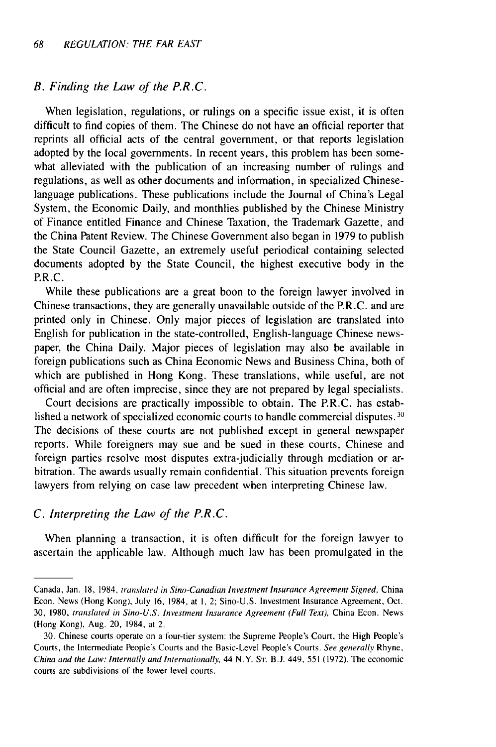### *B. Finding the Law of the P.R.C.*

When legislation, regulations, or rulings on a specific issue exist, it is often difficult to find copies of them. The Chinese do not have an official reporter that reprints all official acts of the central government, or that reports legislation adopted by the local governments. In recent years, this problem has been somewhat alleviated with the publication of an increasing number of rulings and regulations, as well as other documents and information, in specialized Chinese-language publications. These publications include the Journal of China's Legal System, the Economic Daily, and monthlies published by the Chinese Ministry of Finance entitled Finance and Chinese Taxation, the Trademark Gazette, and the China Patent Review. The Chinese Government also began in 1979 to publish the State Council Gazette, an extremely useful periodical containing selected documents adopted by the State Council, the highest executive body in the P.R.C.

While these publications are a great boon to the foreign lawyer involved in Chinese transactions, they are generally unavailable outside of the P.R.C. and are printed only in Chinese. Only major pieces of legislation are translated into English for publication in the state-controlled, English-language Chinese newspaper, the China Daily. Major pieces of legislation may also be available in foreign publications such as China Economic News and Business China, both of which are published in Hong Kong. These translations, while useful, are not official and are often imprecise, since they are not prepared by legal specialists.

Court decisions are practically impossible to obtain. The P.R.C. has established a network of specialized economic courts to handle commercial disputes.[30] The decisions of these courts are not published except in general newspaper reports. While foreigners may sue and be sued in these courts, Chinese and foreign parties resolve most disputes extra-judicially through mediation or arbitration. The awards usually remain confidential. This situation prevents foreign lawyers from relying on case law precedent when interpreting Chinese law.

### *C. Interpreting the Law of the P.R.C.*

When planning a transaction, it is often difficult for the foreign lawyer to ascertain the applicable law. Although much law has been promulgated in the

---

Canada, Jan. 18, 1984, *translated in Sino-Canadian Investment Insurance Agreement Signed,* China Econ. News (Hong Kong), July 16, 1984, at 1, 2; Sino-U.S. Investment Insurance Agreement, Oct. 30, 1980, *translated in Sino-U.S. Investment Insurance Agreement (Full Text),* China Econ. News (Hong Kong), Aug. 20, 1984, at 2.

30. Chinese courts operate on a four-tier system: the Supreme People's Court, the High People's Courts, the Intermediate People's Courts and the Basic-Level People's Courts. *See generally* Rhyne, *China and the Law: Internally and Internationally,* 44 N.Y. ST. B.J. 449, 551 (1972). The economic courts are subdivisions of the lower level courts.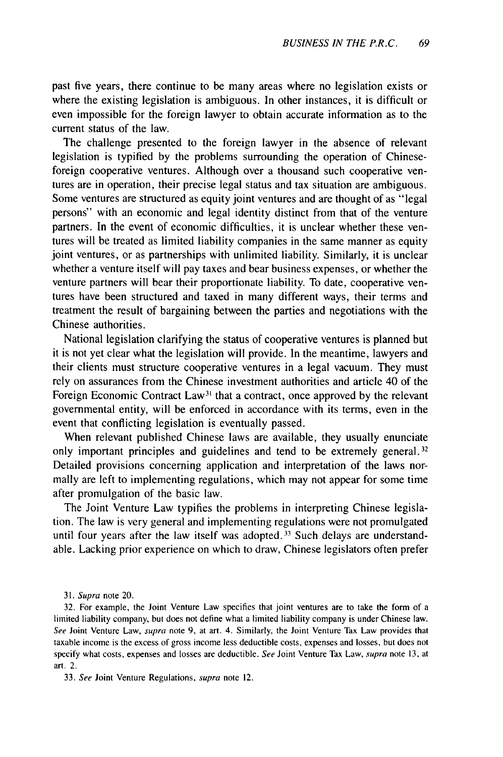past five years, there continue to be many areas where no legislation exists or where the existing legislation is ambiguous. In other instances, it is difficult or even impossible for the foreign lawyer to obtain accurate information as to the current status of the law.

The challenge presented to the foreign lawyer in the absence of relevant legislation is typified by the problems surrounding the operation of Chinese-foreign cooperative ventures. Although over a thousand such cooperative ventures are in operation, their precise legal status and tax situation are ambiguous. Some ventures are structured as equity joint ventures and are thought of as "legal persons" with an economic and legal identity distinct from that of the venture partners. In the event of economic difficulties, it is unclear whether these ventures will be treated as limited liability companies in the same manner as equity joint ventures, or as partnerships with unlimited liability. Similarly, it is unclear whether a venture itself will pay taxes and bear business expenses, or whether the venture partners will bear their proportionate liability. To date, cooperative ventures have been structured and taxed in many different ways, their terms and treatment the result of bargaining between the parties and negotiations with the Chinese authorities.

National legislation clarifying the status of cooperative ventures is planned but it is not yet clear what the legislation will provide. In the meantime, lawyers and their clients must structure cooperative ventures in a legal vacuum. They must rely on assurances from the Chinese investment authorities and article 40 of the Foreign Economic Contract Law[31] that a contract, once approved by the relevant governmental entity, will be enforced in accordance with its terms, even in the event that conflicting legislation is eventually passed.

When relevant published Chinese laws are available, they usually enunciate only important principles and guidelines and tend to be extremely general.[32] Detailed provisions concerning application and interpretation of the laws normally are left to implementing regulations, which may not appear for some time after promulgation of the basic law.

The Joint Venture Law typifies the problems in interpreting Chinese legislation. The law is very general and implementing regulations were not promulgated until four years after the law itself was adopted.[33] Such delays are understandable. Lacking prior experience on which to draw, Chinese legislators often prefer

31. *Supra* note 20.

32. For example, the Joint Venture Law specifies that joint ventures are to take the form of a limited liability company, but does not define what a limited liability company is under Chinese law. *See* Joint Venture Law, *supra* note 9, at art. 4. Similarly, the Joint Venture Tax Law provides that taxable income is the excess of gross income less deductible costs, expenses and losses, but does not specify what costs, expenses and losses are deductible. *See* Joint Venture Tax Law, *supra* note 13, at art. 2.

33. *See* Joint Venture Regulations, *supra* note 12.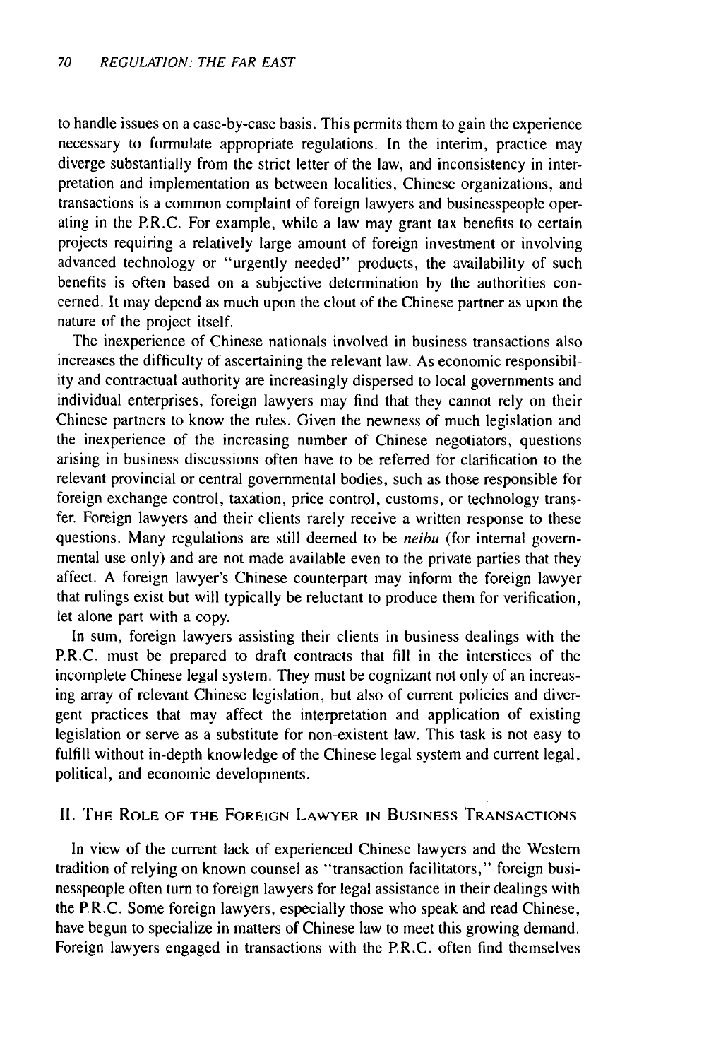to handle issues on a case-by-case basis. This permits them to gain the experience necessary to formulate appropriate regulations. In the interim, practice may diverge substantially from the strict letter of the law, and inconsistency in interpretation and implementation as between localities, Chinese organizations, and transactions is a common complaint of foreign lawyers and businesspeople operating in the P.R.C. For example, while a law may grant tax benefits to certain projects requiring a relatively large amount of foreign investment or involving advanced technology or "urgently needed" products, the availability of such benefits is often based on a subjective determination by the authorities concerned. It may depend as much upon the clout of the Chinese partner as upon the nature of the project itself.

The inexperience of Chinese nationals involved in business transactions also increases the difficulty of ascertaining the relevant law. As economic responsibility and contractual authority are increasingly dispersed to local governments and individual enterprises, foreign lawyers may find that they cannot rely on their Chinese partners to know the rules. Given the newness of much legislation and the inexperience of the increasing number of Chinese negotiators, questions arising in business discussions often have to be referred for clarification to the relevant provincial or central governmental bodies, such as those responsible for foreign exchange control, taxation, price control, customs, or technology transfer. Foreign lawyers and their clients rarely receive a written response to these questions. Many regulations are still deemed to be *neibu* (for internal governmental use only) and are not made available even to the private parties that they affect. A foreign lawyer's Chinese counterpart may inform the foreign lawyer that rulings exist but will typically be reluctant to produce them for verification, let alone part with a copy.

In sum, foreign lawyers assisting their clients in business dealings with the P.R.C. must be prepared to draft contracts that fill in the interstices of the incomplete Chinese legal system. They must be cognizant not only of an increasing array of relevant Chinese legislation, but also of current policies and divergent practices that may affect the interpretation and application of existing legislation or serve as a substitute for non-existent law. This task is not easy to fulfill without in-depth knowledge of the Chinese legal system and current legal, political, and economic developments.

## II. The Role of the Foreign Lawyer in Business Transactions

In view of the current lack of experienced Chinese lawyers and the Western tradition of relying on known counsel as "transaction facilitators," foreign businesspeople often turn to foreign lawyers for legal assistance in their dealings with the P.R.C. Some foreign lawyers, especially those who speak and read Chinese, have begun to specialize in matters of Chinese law to meet this growing demand. Foreign lawyers engaged in transactions with the P.R.C. often find themselves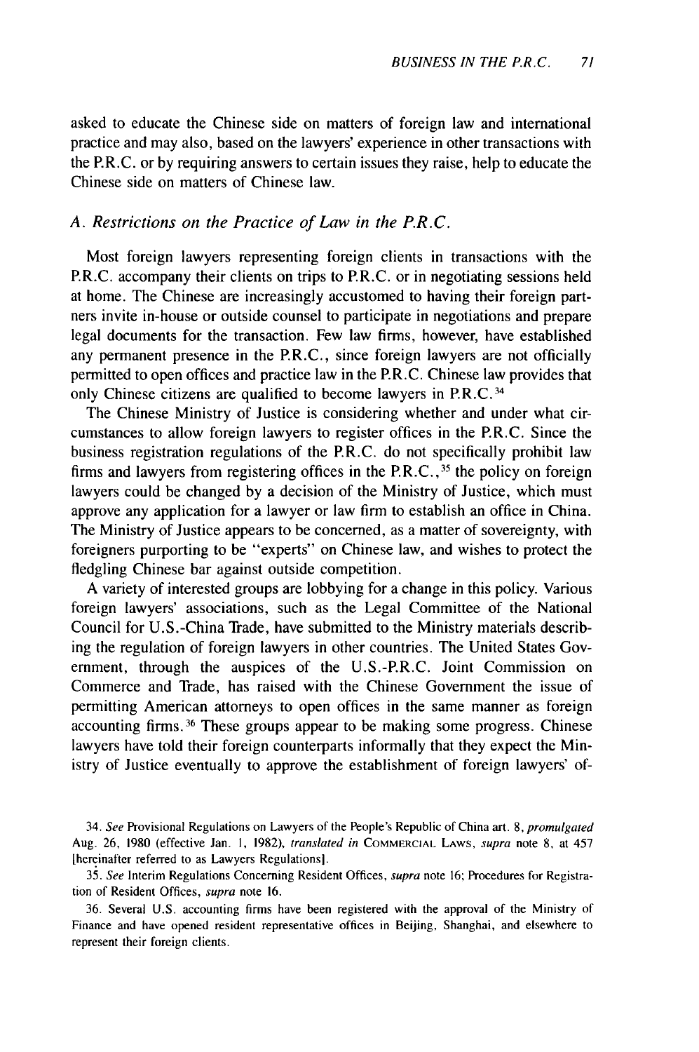asked to educate the Chinese side on matters of foreign law and international practice and may also, based on the lawyers' experience in other transactions with the P.R.C. or by requiring answers to certain issues they raise, help to educate the Chinese side on matters of Chinese law.

### *A. Restrictions on the Practice of Law in the P.R.C.*

Most foreign lawyers representing foreign clients in transactions with the P.R.C. accompany their clients on trips to P.R.C. or in negotiating sessions held at home. The Chinese are increasingly accustomed to having their foreign partners invite in-house or outside counsel to participate in negotiations and prepare legal documents for the transaction. Few law firms, however, have established any permanent presence in the P.R.C., since foreign lawyers are not officially permitted to open offices and practice law in the P.R.C. Chinese law provides that only Chinese citizens are qualified to become lawyers in P.R.C.[34]

The Chinese Ministry of Justice is considering whether and under what circumstances to allow foreign lawyers to register offices in the P.R.C. Since the business registration regulations of the P.R.C. do not specifically prohibit law firms and lawyers from registering offices in the P.R.C.,[35] the policy on foreign lawyers could be changed by a decision of the Ministry of Justice, which must approve any application for a lawyer or law firm to establish an office in China. The Ministry of Justice appears to be concerned, as a matter of sovereignty, with foreigners purporting to be "experts" on Chinese law, and wishes to protect the fledgling Chinese bar against outside competition.

A variety of interested groups are lobbying for a change in this policy. Various foreign lawyers' associations, such as the Legal Committee of the National Council for U.S.-China Trade, have submitted to the Ministry materials describing the regulation of foreign lawyers in other countries. The United States Government, through the auspices of the U.S.-P.R.C. Joint Commission on Commerce and Trade, has raised with the Chinese Government the issue of permitting American attorneys to open offices in the same manner as foreign accounting firms.[36] These groups appear to be making some progress. Chinese lawyers have told their foreign counterparts informally that they expect the Ministry of Justice eventually to approve the establishment of foreign lawyers' of-

34. *See* Provisional Regulations on Lawyers of the People's Republic of China art. 8, *promulgated* Aug. 26, 1980 (effective Jan. 1, 1982), *translated in* COMMERCIAL LAWS, *supra* note 8, at 457 [hereinafter referred to as Lawyers Regulations].

35. *See* Interim Regulations Concerning Resident Offices, *supra* note 16; Procedures for Registration of Resident Offices, *supra* note 16.

36. Several U.S. accounting firms have been registered with the approval of the Ministry of Finance and have opened resident representative offices in Beijing, Shanghai, and elsewhere to represent their foreign clients.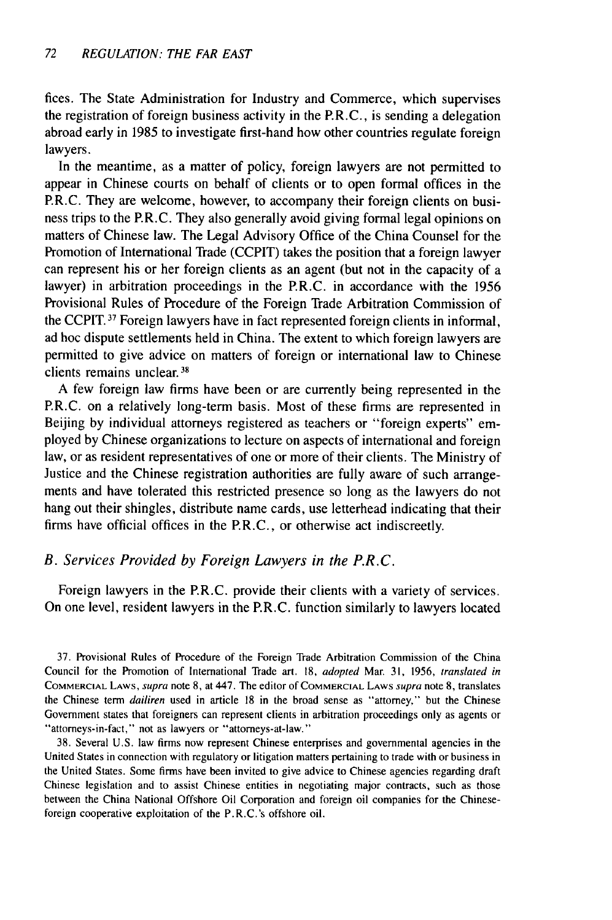fices. The State Administration for Industry and Commerce, which supervises the registration of foreign business activity in the P.R.C., is sending a delegation abroad early in 1985 to investigate first-hand how other countries regulate foreign lawyers.

In the meantime, as a matter of policy, foreign lawyers are not permitted to appear in Chinese courts on behalf of clients or to open formal offices in the P.R.C. They are welcome, however, to accompany their foreign clients on business trips to the P.R.C. They also generally avoid giving formal legal opinions on matters of Chinese law. The Legal Advisory Office of the China Counsel for the Promotion of International Trade (CCPIT) takes the position that a foreign lawyer can represent his or her foreign clients as an agent (but not in the capacity of a lawyer) in arbitration proceedings in the P.R.C. in accordance with the 1956 Provisional Rules of Procedure of the Foreign Trade Arbitration Commission of the CCPIT.[37] Foreign lawyers have in fact represented foreign clients in informal, ad hoc dispute settlements held in China. The extent to which foreign lawyers are permitted to give advice on matters of foreign or international law to Chinese clients remains unclear.[38]

A few foreign law firms have been or are currently being represented in the P.R.C. on a relatively long-term basis. Most of these firms are represented in Beijing by individual attorneys registered as teachers or "foreign experts" employed by Chinese organizations to lecture on aspects of international and foreign law, or as resident representatives of one or more of their clients. The Ministry of Justice and the Chinese registration authorities are fully aware of such arrangements and have tolerated this restricted presence so long as the lawyers do not hang out their shingles, distribute name cards, use letterhead indicating that their firms have official offices in the P.R.C., or otherwise act indiscreetly.

### *B. Services Provided by Foreign Lawyers in the P.R.C.*

Foreign lawyers in the P.R.C. provide their clients with a variety of services. On one level, resident lawyers in the P.R.C. function similarly to lawyers located

37. Provisional Rules of Procedure of the Foreign Trade Arbitration Commission of the China Council for the Promotion of International Trade art. 18, *adopted* Mar. 31, 1956, *translated in* COMMERCIAL LAWS, *supra* note 8, at 447. The editor of COMMERCIAL LAWS *supra* note 8, translates the Chinese term *dailiren* used in article 18 in the broad sense as "attorney," but the Chinese Government states that foreigners can represent clients in arbitration proceedings only as agents or "attorneys-in-fact," not as lawyers or "attorneys-at-law."

38. Several U.S. law firms now represent Chinese enterprises and governmental agencies in the United States in connection with regulatory or litigation matters pertaining to trade with or business in the United States. Some firms have been invited to give advice to Chinese agencies regarding draft Chinese legislation and to assist Chinese entities in negotiating major contracts, such as those between the China National Offshore Oil Corporation and foreign oil companies for the Chinese-foreign cooperative exploitation of the P.R.C.'s offshore oil.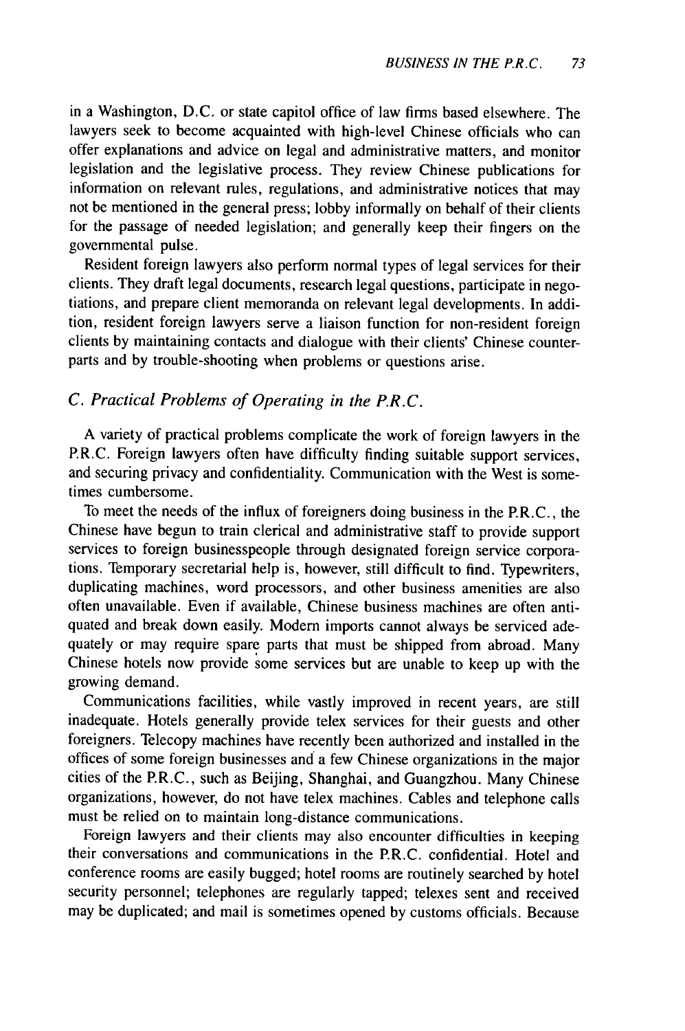in a Washington, D.C. or state capitol office of law firms based elsewhere. The lawyers seek to become acquainted with high-level Chinese officials who can offer explanations and advice on legal and administrative matters, and monitor legislation and the legislative process. They review Chinese publications for information on relevant rules, regulations, and administrative notices that may not be mentioned in the general press; lobby informally on behalf of their clients for the passage of needed legislation; and generally keep their fingers on the governmental pulse.

Resident foreign lawyers also perform normal types of legal services for their clients. They draft legal documents, research legal questions, participate in negotiations, and prepare client memoranda on relevant legal developments. In addition, resident foreign lawyers serve a liaison function for non-resident foreign clients by maintaining contacts and dialogue with their clients' Chinese counterparts and by trouble-shooting when problems or questions arise.

### *C. Practical Problems of Operating in the P.R.C.*

A variety of practical problems complicate the work of foreign lawyers in the P.R.C. Foreign lawyers often have difficulty finding suitable support services, and securing privacy and confidentiality. Communication with the West is sometimes cumbersome.

To meet the needs of the influx of foreigners doing business in the P.R.C., the Chinese have begun to train clerical and administrative staff to provide support services to foreign businesspeople through designated foreign service corporations. Temporary secretarial help is, however, still difficult to find. Typewriters, duplicating machines, word processors, and other business amenities are also often unavailable. Even if available, Chinese business machines are often antiquated and break down easily. Modern imports cannot always be serviced adequately or may require spare parts that must be shipped from abroad. Many Chinese hotels now provide some services but are unable to keep up with the growing demand.

Communications facilities, while vastly improved in recent years, are still inadequate. Hotels generally provide telex services for their guests and other foreigners. Telecopy machines have recently been authorized and installed in the offices of some foreign businesses and a few Chinese organizations in the major cities of the P.R.C., such as Beijing, Shanghai, and Guangzhou. Many Chinese organizations, however, do not have telex machines. Cables and telephone calls must be relied on to maintain long-distance communications.

Foreign lawyers and their clients may also encounter difficulties in keeping their conversations and communications in the P.R.C. confidential. Hotel and conference rooms are easily bugged; hotel rooms are routinely searched by hotel security personnel; telephones are regularly tapped; telexes sent and received may be duplicated; and mail is sometimes opened by customs officials. Because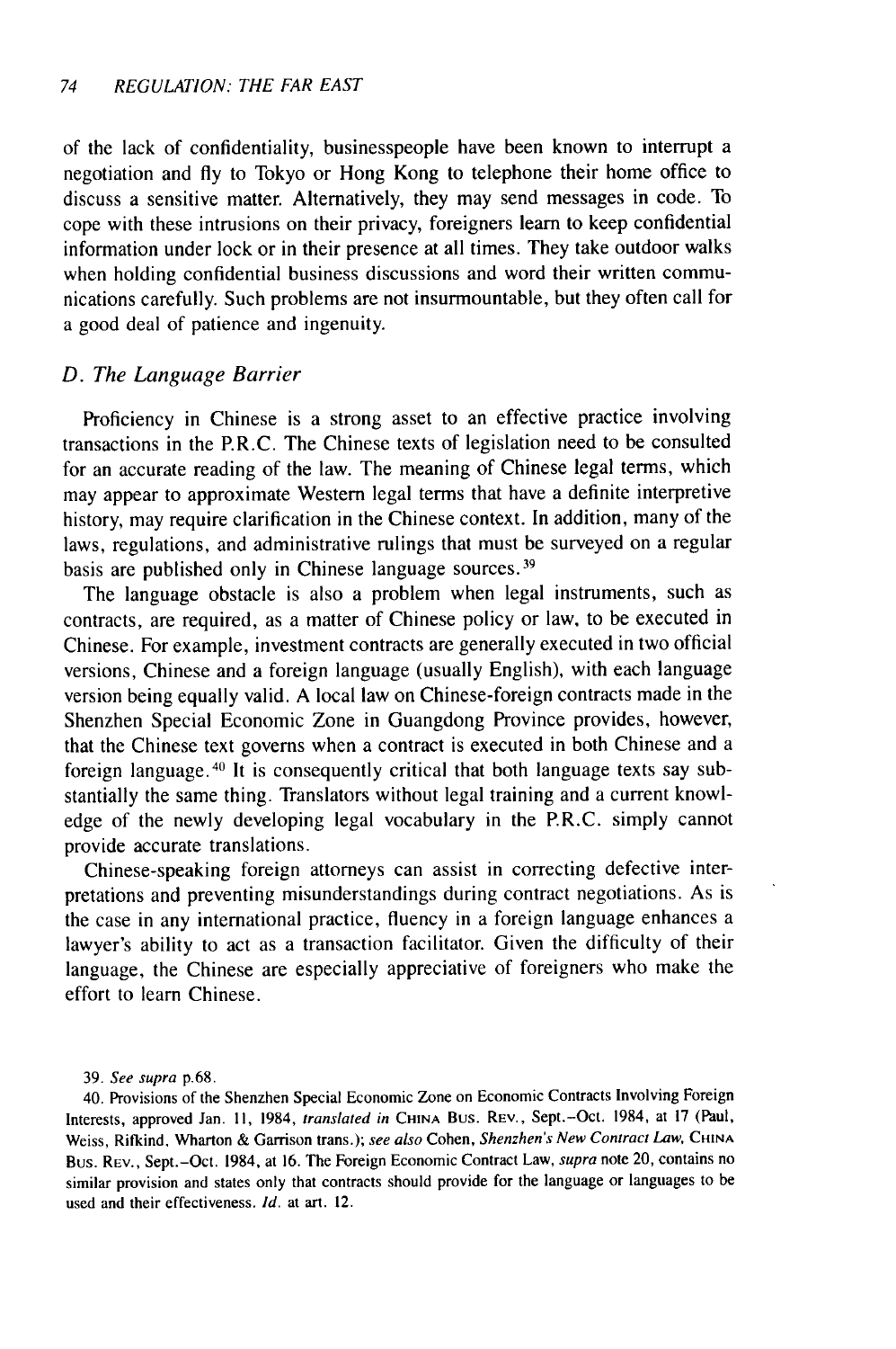of the lack of confidentiality, businesspeople have been known to interrupt a negotiation and fly to Tokyo or Hong Kong to telephone their home office to discuss a sensitive matter. Alternatively, they may send messages in code. To cope with these intrusions on their privacy, foreigners learn to keep confidential information under lock or in their presence at all times. They take outdoor walks when holding confidential business discussions and word their written communications carefully. Such problems are not insurmountable, but they often call for a good deal of patience and ingenuity.

### *D. The Language Barrier*

Proficiency in Chinese is a strong asset to an effective practice involving transactions in the P.R.C. The Chinese texts of legislation need to be consulted for an accurate reading of the law. The meaning of Chinese legal terms, which may appear to approximate Western legal terms that have a definite interpretive history, may require clarification in the Chinese context. In addition, many of the laws, regulations, and administrative rulings that must be surveyed on a regular basis are published only in Chinese language sources.[39]

The language obstacle is also a problem when legal instruments, such as contracts, are required, as a matter of Chinese policy or law, to be executed in Chinese. For example, investment contracts are generally executed in two official versions, Chinese and a foreign language (usually English), with each language version being equally valid. A local law on Chinese-foreign contracts made in the Shenzhen Special Economic Zone in Guangdong Province provides, however, that the Chinese text governs when a contract is executed in both Chinese and a foreign language.[40] It is consequently critical that both language texts say substantially the same thing. Translators without legal training and a current knowledge of the newly developing legal vocabulary in the P.R.C. simply cannot provide accurate translations.

Chinese-speaking foreign attorneys can assist in correcting defective interpretations and preventing misunderstandings during contract negotiations. As is the case in any international practice, fluency in a foreign language enhances a lawyer's ability to act as a transaction facilitator. Given the difficulty of their language, the Chinese are especially appreciative of foreigners who make the effort to learn Chinese.

39. *See supra* p.68.

40. Provisions of the Shenzhen Special Economic Zone on Economic Contracts Involving Foreign Interests, approved Jan. 11, 1984, *translated in* CHINA BUS. REV., Sept.–Oct. 1984, at 17 (Paul, Weiss, Rifkind, Wharton & Garrison trans.); *see also* Cohen, *Shenzhen's New Contract Law*, CHINA BUS. REV., Sept.–Oct. 1984, at 16. The Foreign Economic Contract Law, *supra* note 20, contains no similar provision and states only that contracts should provide for the language or languages to be used and their effectiveness. *Id.* at art. 12.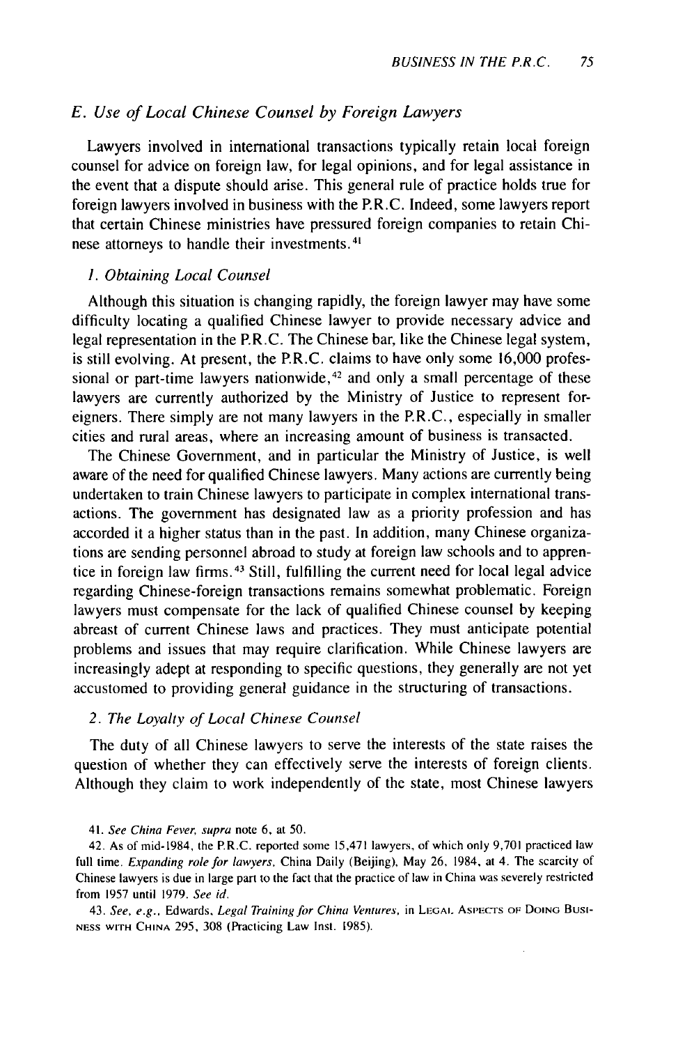### *E. Use of Local Chinese Counsel by Foreign Lawyers*

Lawyers involved in international transactions typically retain local foreign counsel for advice on foreign law, for legal opinions, and for legal assistance in the event that a dispute should arise. This general rule of practice holds true for foreign lawyers involved in business with the P.R.C. Indeed, some lawyers report that certain Chinese ministries have pressured foreign companies to retain Chinese attorneys to handle their investments.[41]

#### *1. Obtaining Local Counsel*

Although this situation is changing rapidly, the foreign lawyer may have some difficulty locating a qualified Chinese lawyer to provide necessary advice and legal representation in the P.R.C. The Chinese bar, like the Chinese legal system, is still evolving. At present, the P.R.C. claims to have only some 16,000 professional or part-time lawyers nationwide,[42] and only a small percentage of these lawyers are currently authorized by the Ministry of Justice to represent foreigners. There simply are not many lawyers in the P.R.C., especially in smaller cities and rural areas, where an increasing amount of business is transacted.

The Chinese Government, and in particular the Ministry of Justice, is well aware of the need for qualified Chinese lawyers. Many actions are currently being undertaken to train Chinese lawyers to participate in complex international transactions. The government has designated law as a priority profession and has accorded it a higher status than in the past. In addition, many Chinese organizations are sending personnel abroad to study at foreign law schools and to apprentice in foreign law firms.[43] Still, fulfilling the current need for local legal advice regarding Chinese-foreign transactions remains somewhat problematic. Foreign lawyers must compensate for the lack of qualified Chinese counsel by keeping abreast of current Chinese laws and practices. They must anticipate potential problems and issues that may require clarification. While Chinese lawyers are increasingly adept at responding to specific questions, they generally are not yet accustomed to providing general guidance in the structuring of transactions.

#### *2. The Loyalty of Local Chinese Counsel*

The duty of all Chinese lawyers to serve the interests of the state raises the question of whether they can effectively serve the interests of foreign clients. Although they claim to work independently of the state, most Chinese lawyers

41. *See China Fever, supra* note 6, at 50.

42. As of mid-1984, the P.R.C. reported some 15,471 lawyers, of which only 9,701 practiced law full time. *Expanding role for lawyers*, China Daily (Beijing), May 26, 1984, at 4. The scarcity of Chinese lawyers is due in large part to the fact that the practice of law in China was severely restricted from 1957 until 1979. *See id.*

43. *See, e.g.*, Edwards, *Legal Training for China Ventures*, in LEGAL ASPECTS OF DOING BUSINESS WITH CHINA 295, 308 (Practicing Law Inst. 1985).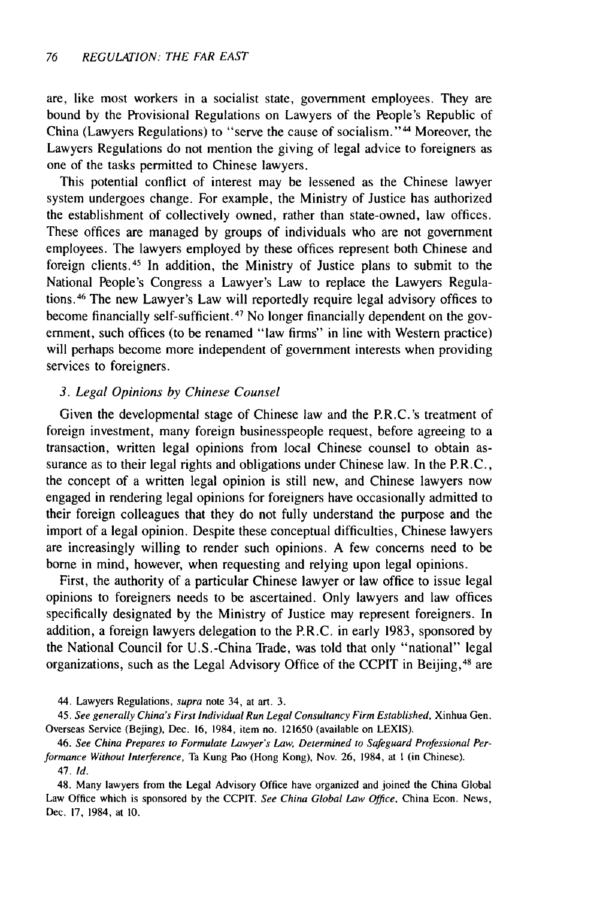are, like most workers in a socialist state, government employees. They are bound by the Provisional Regulations on Lawyers of the People's Republic of China (Lawyers Regulations) to "serve the cause of socialism."[44] Moreover, the Lawyers Regulations do not mention the giving of legal advice to foreigners as one of the tasks permitted to Chinese lawyers.

This potential conflict of interest may be lessened as the Chinese lawyer system undergoes change. For example, the Ministry of Justice has authorized the establishment of collectively owned, rather than state-owned, law offices. These offices are managed by groups of individuals who are not government employees. The lawyers employed by these offices represent both Chinese and foreign clients.[45] In addition, the Ministry of Justice plans to submit to the National People's Congress a Lawyer's Law to replace the Lawyers Regulations.[46] The new Lawyer's Law will reportedly require legal advisory offices to become financially self-sufficient.[47] No longer financially dependent on the government, such offices (to be renamed "law firms" in line with Western practice) will perhaps become more independent of government interests when providing services to foreigners.

### *3. Legal Opinions by Chinese Counsel*

Given the developmental stage of Chinese law and the P.R.C.'s treatment of foreign investment, many foreign businesspeople request, before agreeing to a transaction, written legal opinions from local Chinese counsel to obtain assurance as to their legal rights and obligations under Chinese law. In the P.R.C., the concept of a written legal opinion is still new, and Chinese lawyers now engaged in rendering legal opinions for foreigners have occasionally admitted to their foreign colleagues that they do not fully understand the purpose and the import of a legal opinion. Despite these conceptual difficulties, Chinese lawyers are increasingly willing to render such opinions. A few concerns need to be borne in mind, however, when requesting and relying upon legal opinions.

First, the authority of a particular Chinese lawyer or law office to issue legal opinions to foreigners needs to be ascertained. Only lawyers and law offices specifically designated by the Ministry of Justice may represent foreigners. In addition, a foreign lawyers delegation to the P.R.C. in early 1983, sponsored by the National Council for U.S.-China Trade, was told that only "national" legal organizations, such as the Legal Advisory Office of the CCPIT in Beijing,[48] are

44. Lawyers Regulations, *supra* note 34, at art. 3.

45. *See generally China's First Individual Run Legal Consultancy Firm Established*, Xinhua Gen. Overseas Service (Bejing), Dec. 16, 1984, item no. 121650 (available on LEXIS).

46. *See China Prepares to Formulate Lawyer's Law, Determined to Safeguard Professional Performance Without Interference*, Ta Kung Pao (Hong Kong), Nov. 26, 1984, at 1 (in Chinese).

47. *Id.*

48. Many lawyers from the Legal Advisory Office have organized and joined the China Global Law Office which is sponsored by the CCPIT. *See China Global Law Office*, China Econ. News, Dec. 17, 1984, at 10.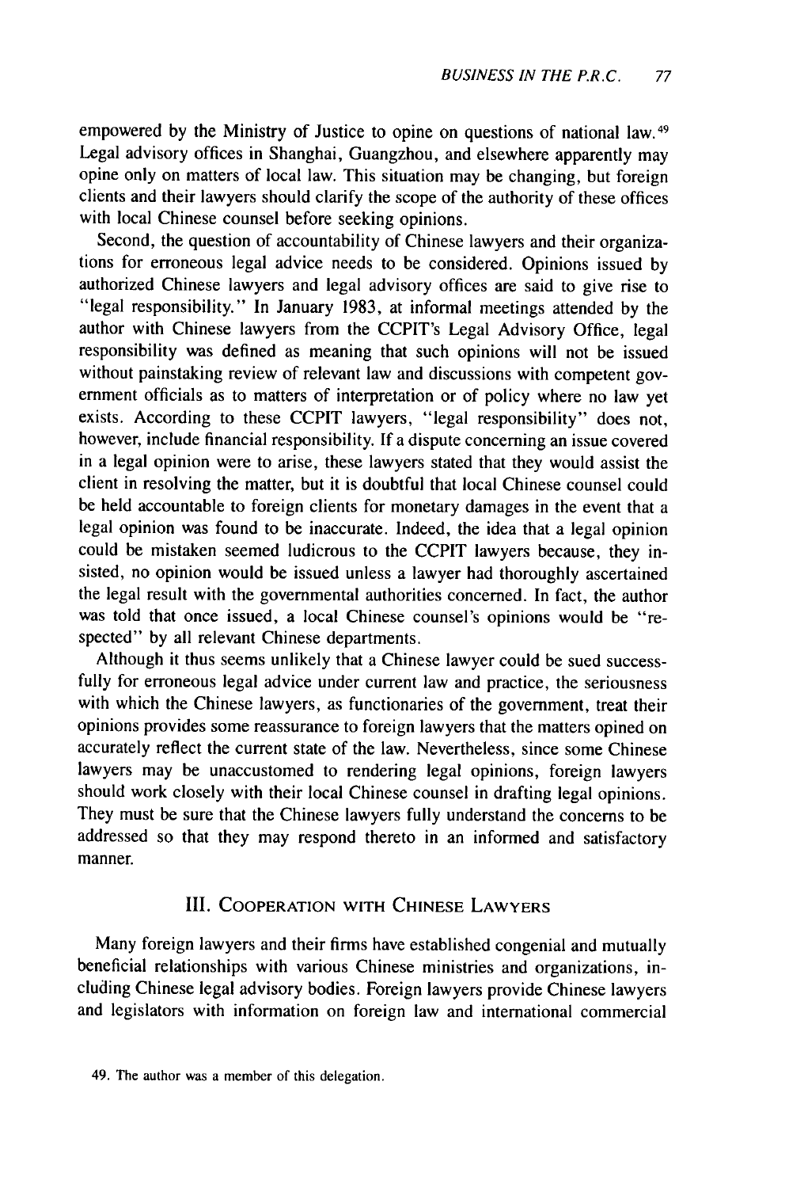empowered by the Ministry of Justice to opine on questions of national law.[49] Legal advisory offices in Shanghai, Guangzhou, and elsewhere apparently may opine only on matters of local law. This situation may be changing, but foreign clients and their lawyers should clarify the scope of the authority of these offices with local Chinese counsel before seeking opinions.

Second, the question of accountability of Chinese lawyers and their organizations for erroneous legal advice needs to be considered. Opinions issued by authorized Chinese lawyers and legal advisory offices are said to give rise to "legal responsibility." In January 1983, at informal meetings attended by the author with Chinese lawyers from the CCPIT's Legal Advisory Office, legal responsibility was defined as meaning that such opinions will not be issued without painstaking review of relevant law and discussions with competent government officials as to matters of interpretation or of policy where no law yet exists. According to these CCPIT lawyers, "legal responsibility" does not, however, include financial responsibility. If a dispute concerning an issue covered in a legal opinion were to arise, these lawyers stated that they would assist the client in resolving the matter, but it is doubtful that local Chinese counsel could be held accountable to foreign clients for monetary damages in the event that a legal opinion was found to be inaccurate. Indeed, the idea that a legal opinion could be mistaken seemed ludicrous to the CCPIT lawyers because, they insisted, no opinion would be issued unless a lawyer had thoroughly ascertained the legal result with the governmental authorities concerned. In fact, the author was told that once issued, a local Chinese counsel's opinions would be "respected" by all relevant Chinese departments.

Although it thus seems unlikely that a Chinese lawyer could be sued successfully for erroneous legal advice under current law and practice, the seriousness with which the Chinese lawyers, as functionaries of the government, treat their opinions provides some reassurance to foreign lawyers that the matters opined on accurately reflect the current state of the law. Nevertheless, since some Chinese lawyers may be unaccustomed to rendering legal opinions, foreign lawyers should work closely with their local Chinese counsel in drafting legal opinions. They must be sure that the Chinese lawyers fully understand the concerns to be addressed so that they may respond thereto in an informed and satisfactory manner.

## III. Cooperation with Chinese Lawyers

Many foreign lawyers and their firms have established congenial and mutually beneficial relationships with various Chinese ministries and organizations, including Chinese legal advisory bodies. Foreign lawyers provide Chinese lawyers and legislators with information on foreign law and international commercial

49. The author was a member of this delegation.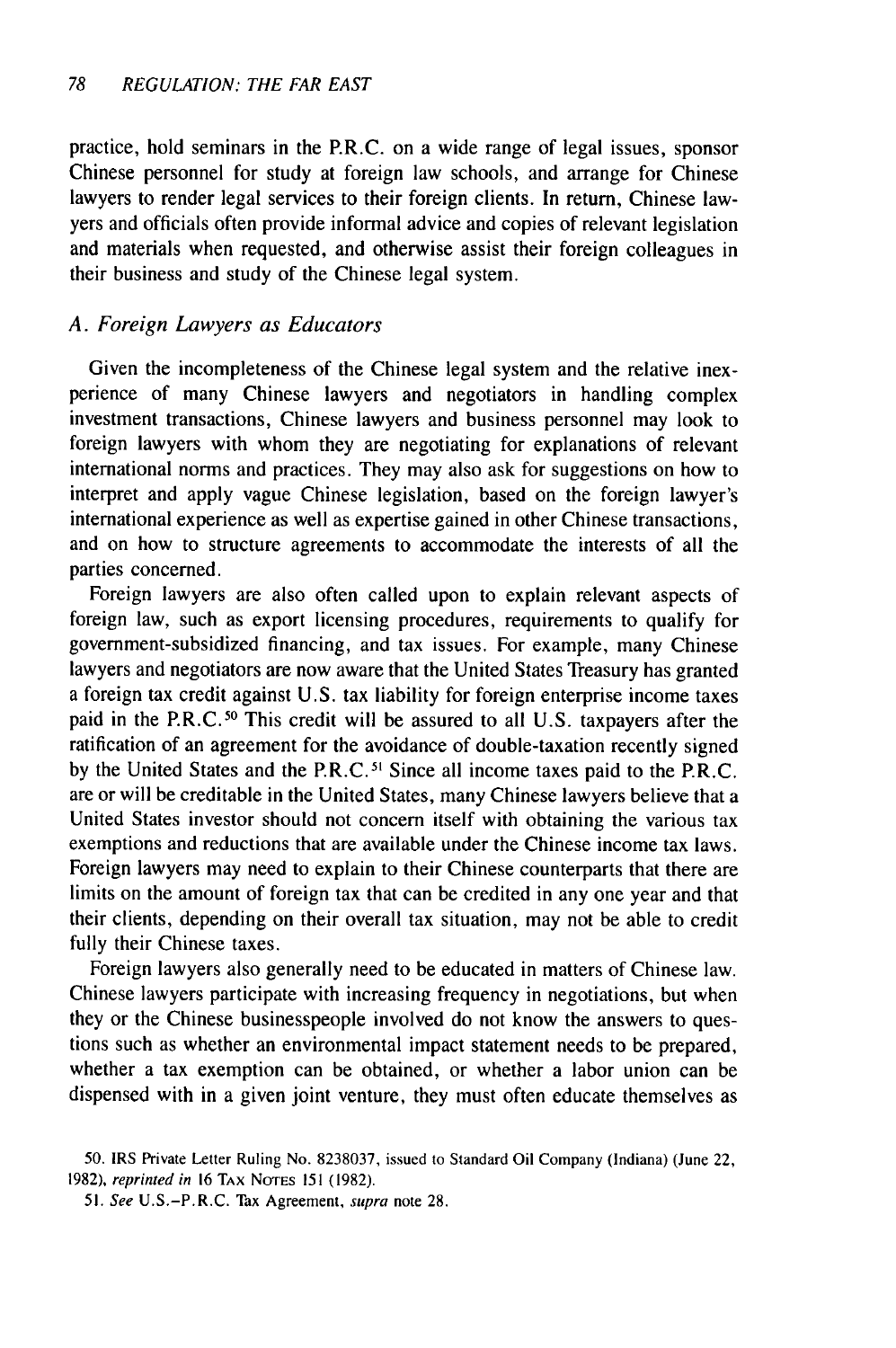practice, hold seminars in the P.R.C. on a wide range of legal issues, sponsor Chinese personnel for study at foreign law schools, and arrange for Chinese lawyers to render legal services to their foreign clients. In return, Chinese lawyers and officials often provide informal advice and copies of relevant legislation and materials when requested, and otherwise assist their foreign colleagues in their business and study of the Chinese legal system.

### *A. Foreign Lawyers as Educators*

Given the incompleteness of the Chinese legal system and the relative inexperience of many Chinese lawyers and negotiators in handling complex investment transactions, Chinese lawyers and business personnel may look to foreign lawyers with whom they are negotiating for explanations of relevant international norms and practices. They may also ask for suggestions on how to interpret and apply vague Chinese legislation, based on the foreign lawyer's international experience as well as expertise gained in other Chinese transactions, and on how to structure agreements to accommodate the interests of all the parties concerned.

Foreign lawyers are also often called upon to explain relevant aspects of foreign law, such as export licensing procedures, requirements to qualify for government-subsidized financing, and tax issues. For example, many Chinese lawyers and negotiators are now aware that the United States Treasury has granted a foreign tax credit against U.S. tax liability for foreign enterprise income taxes paid in the P.R.C.[50] This credit will be assured to all U.S. taxpayers after the ratification of an agreement for the avoidance of double-taxation recently signed by the United States and the P.R.C.[51] Since all income taxes paid to the P.R.C. are or will be creditable in the United States, many Chinese lawyers believe that a United States investor should not concern itself with obtaining the various tax exemptions and reductions that are available under the Chinese income tax laws. Foreign lawyers may need to explain to their Chinese counterparts that there are limits on the amount of foreign tax that can be credited in any one year and that their clients, depending on their overall tax situation, may not be able to credit fully their Chinese taxes.

Foreign lawyers also generally need to be educated in matters of Chinese law. Chinese lawyers participate with increasing frequency in negotiations, but when they or the Chinese businesspeople involved do not know the answers to questions such as whether an environmental impact statement needs to be prepared, whether a tax exemption can be obtained, or whether a labor union can be dispensed with in a given joint venture, they must often educate themselves as

50. IRS Private Letter Ruling No. 8238037, issued to Standard Oil Company (Indiana) (June 22, 1982), *reprinted in* 16 TAX NOTES 151 (1982).

51. *See* U.S.-P.R.C. Tax Agreement, *supra* note 28.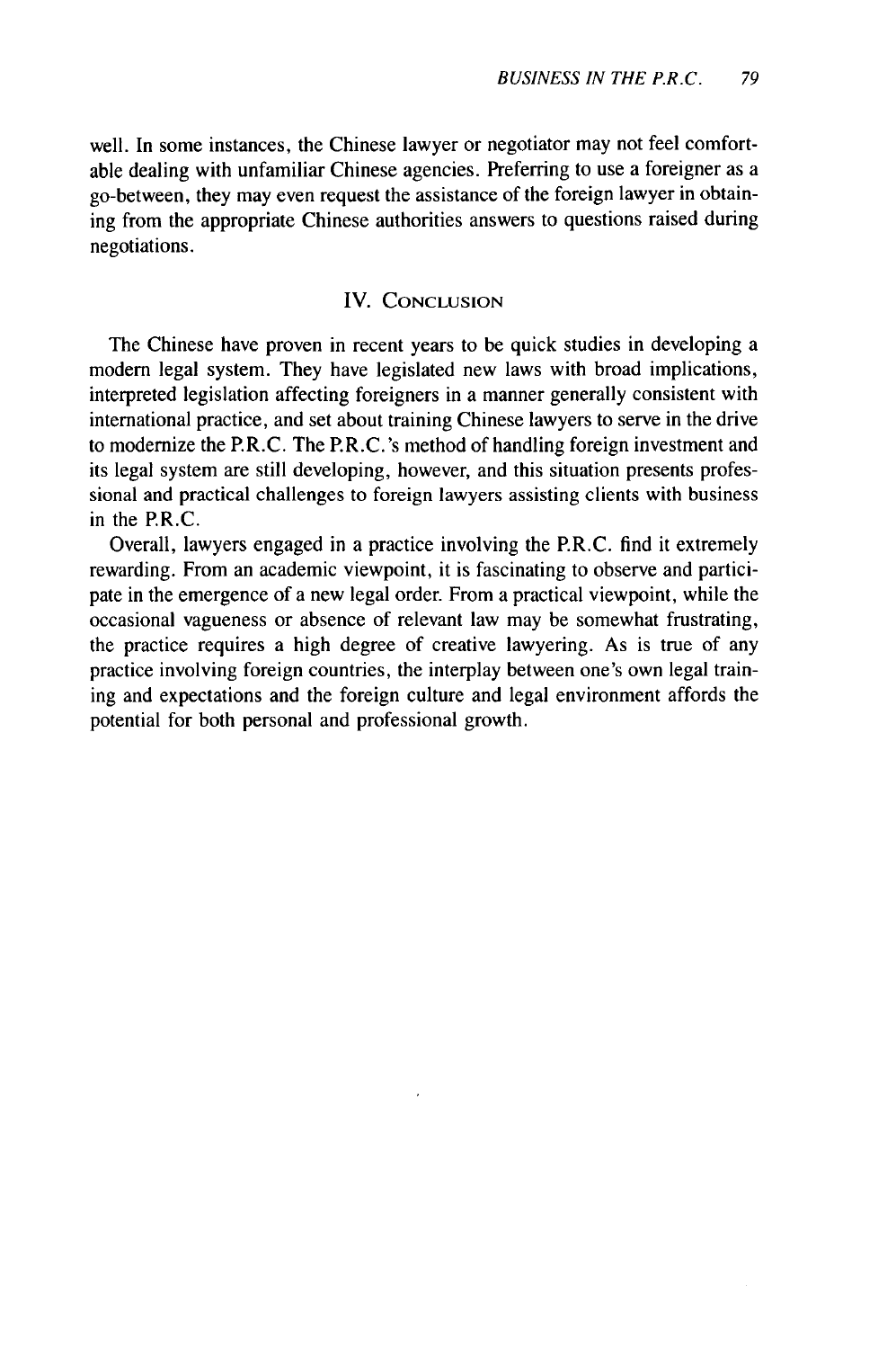well. In some instances, the Chinese lawyer or negotiator may not feel comfortable dealing with unfamiliar Chinese agencies. Preferring to use a foreigner as a go-between, they may even request the assistance of the foreign lawyer in obtaining from the appropriate Chinese authorities answers to questions raised during negotiations.

## IV. Conclusion

The Chinese have proven in recent years to be quick studies in developing a modern legal system. They have legislated new laws with broad implications, interpreted legislation affecting foreigners in a manner generally consistent with international practice, and set about training Chinese lawyers to serve in the drive to modernize the P.R.C. The P.R.C.'s method of handling foreign investment and its legal system are still developing, however, and this situation presents professional and practical challenges to foreign lawyers assisting clients with business in the P.R.C.

Overall, lawyers engaged in a practice involving the P.R.C. find it extremely rewarding. From an academic viewpoint, it is fascinating to observe and participate in the emergence of a new legal order. From a practical viewpoint, while the occasional vagueness or absence of relevant law may be somewhat frustrating, the practice requires a high degree of creative lawyering. As is true of any practice involving foreign countries, the interplay between one's own legal training and expectations and the foreign culture and legal environment affords the potential for both personal and professional growth.